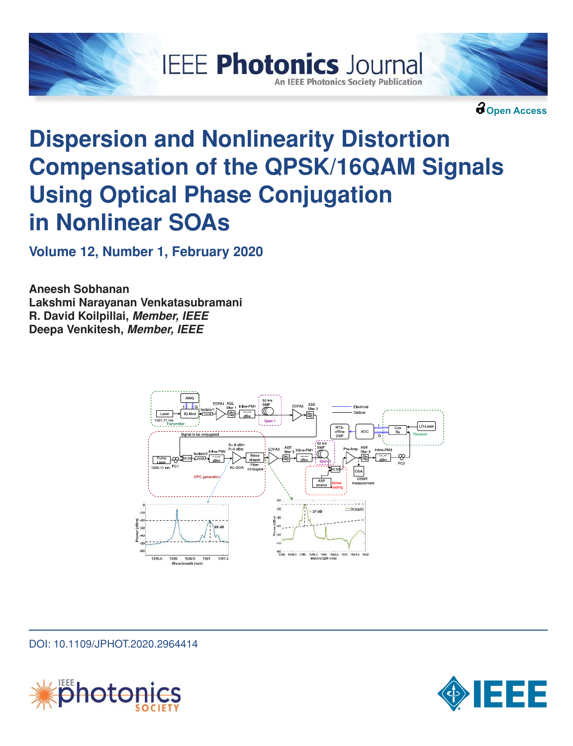IEEE Photonics Journal

An IEEE Photonics Society Publication

Open Access

# Dispersion and Nonlinearity Distortion Compensation of the QPSK/16QAM Signals Using Optical Phase Conjugation in Nonlinear SOAs

**Volume 12, Number 1, February 2020**

**Aneesh Sobhanan**
**Lakshmi Narayanan Venkatasubramani**
**R. David Koilpillai, *Member, IEEE***
**Deepa Venkitesh, *Member, IEEE***

DOI: 10.1109/JPHOT.2020.2964414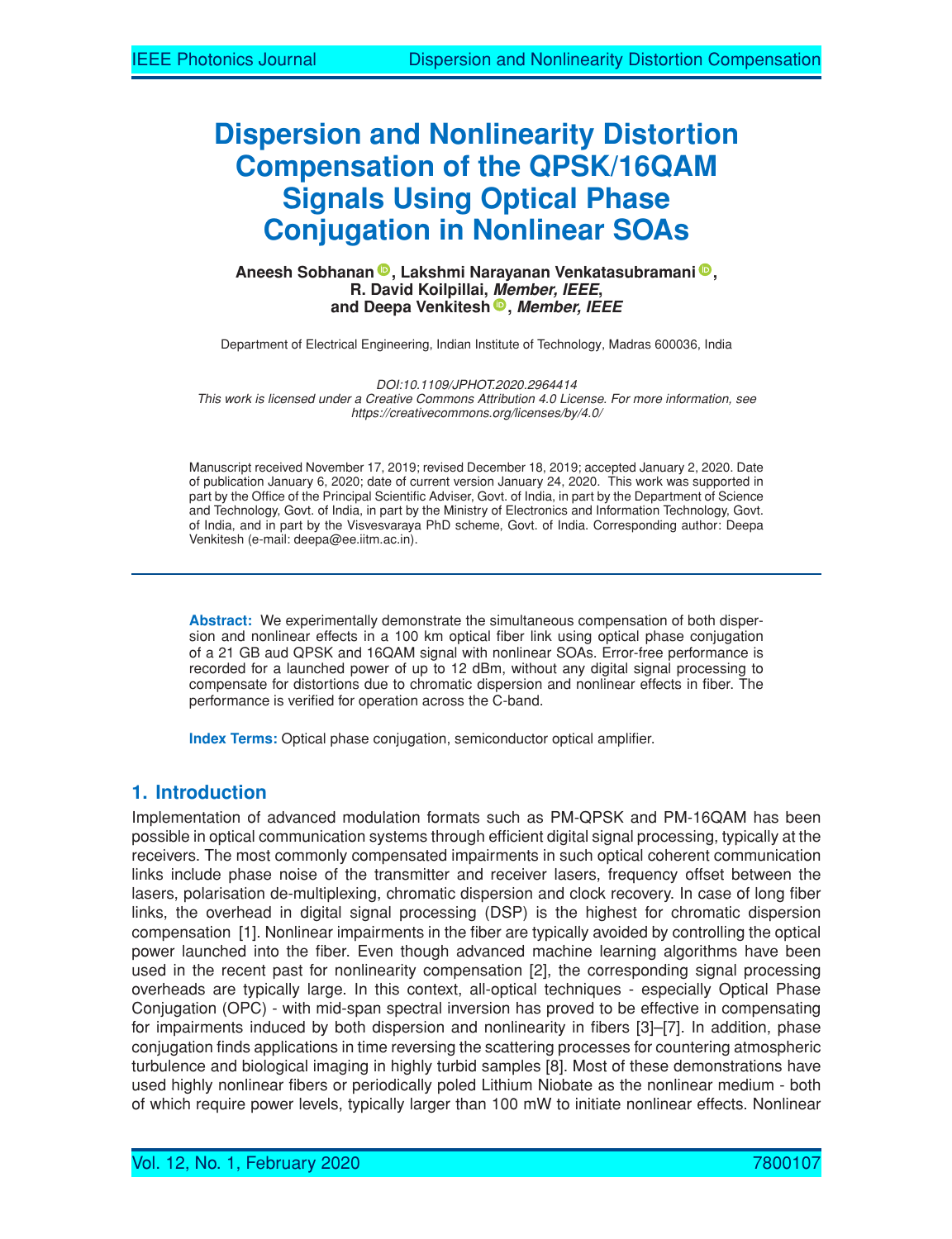# Dispersion and Nonlinearity Distortion Compensation of the QPSK/16QAM Signals Using Optical Phase Conjugation in Nonlinear SOAs

**Aneesh Sobhanan, Lakshmi Narayanan Venkatasubramani, R. David Koilpillai, *Member, IEEE*, and Deepa Venkitesh, *Member, IEEE***

Department of Electrical Engineering, Indian Institute of Technology, Madras 600036, India

*DOI:10.1109/JPHOT.2020.2964414*
*This work is licensed under a Creative Commons Attribution 4.0 License. For more information, see https://creativecommons.org/licenses/by/4.0/*

Manuscript received November 17, 2019; revised December 18, 2019; accepted January 2, 2020. Date of publication January 6, 2020; date of current version January 24, 2020. This work was supported in part by the Office of the Principal Scientific Adviser, Govt. of India, in part by the Department of Science and Technology, Govt. of India, in part by the Ministry of Electronics and Information Technology, Govt. of India, and in part by the Visvesvaraya PhD scheme, Govt. of India. Corresponding author: Deepa Venkitesh (e-mail: deepa@ee.iitm.ac.in).

**Abstract:** We experimentally demonstrate the simultaneous compensation of both dispersion and nonlinear effects in a 100 km optical fiber link using optical phase conjugation of a 21 GB aud QPSK and 16QAM signal with nonlinear SOAs. Error-free performance is recorded for a launched power of up to 12 dBm, without any digital signal processing to compensate for distortions due to chromatic dispersion and nonlinear effects in fiber. The performance is verified for operation across the C-band.

**Index Terms:** Optical phase conjugation, semiconductor optical amplifier.

## 1. Introduction

Implementation of advanced modulation formats such as PM-QPSK and PM-16QAM has been possible in optical communication systems through efficient digital signal processing, typically at the receivers. The most commonly compensated impairments in such optical coherent communication links include phase noise of the transmitter and receiver lasers, frequency offset between the lasers, polarisation de-multiplexing, chromatic dispersion and clock recovery. In case of long fiber links, the overhead in digital signal processing (DSP) is the highest for chromatic dispersion compensation [1]. Nonlinear impairments in the fiber are typically avoided by controlling the optical power launched into the fiber. Even though advanced machine learning algorithms have been used in the recent past for nonlinearity compensation [2], the corresponding signal processing overheads are typically large. In this context, all-optical techniques - especially Optical Phase Conjugation (OPC) - with mid-span spectral inversion has proved to be effective in compensating for impairments induced by both dispersion and nonlinearity in fibers [3]–[7]. In addition, phase conjugation finds applications in time reversing the scattering processes for countering atmospheric turbulence and biological imaging in highly turbid samples [8]. Most of these demonstrations have used highly nonlinear fibers or periodically poled Lithium Niobate as the nonlinear medium - both of which require power levels, typically larger than 100 mW to initiate nonlinear effects. Nonlinear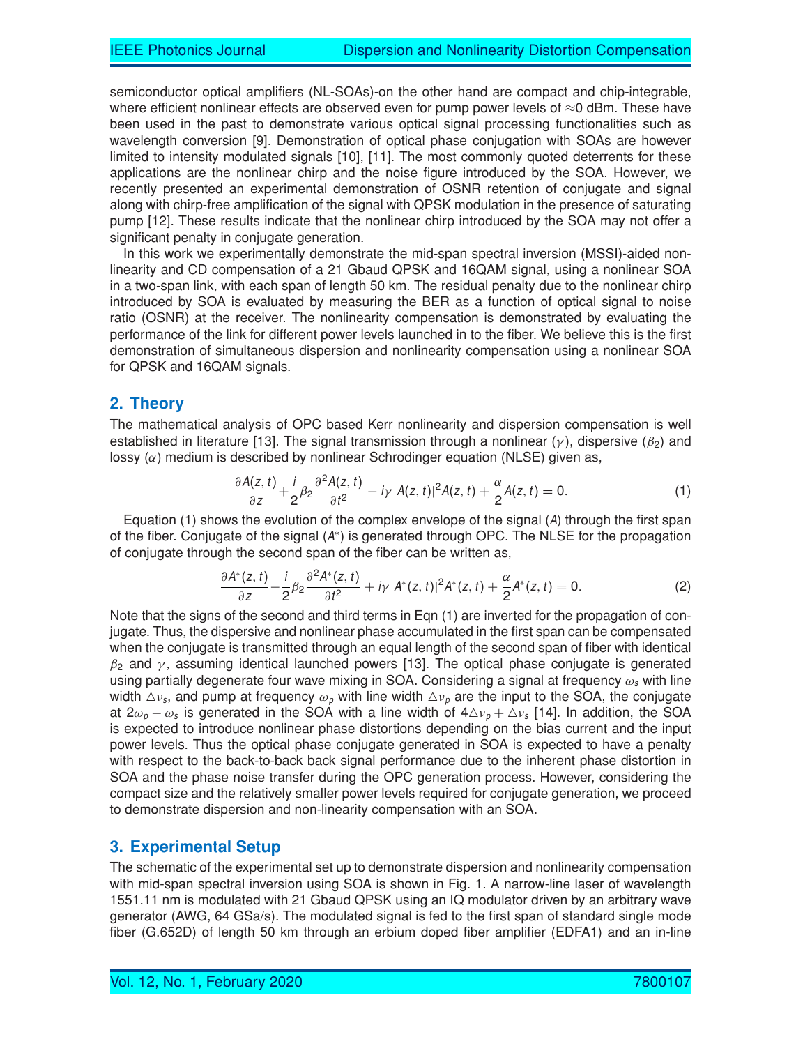semiconductor optical amplifiers (NL-SOAs)-on the other hand are compact and chip-integrable, where efficient nonlinear effects are observed even for pump power levels of ≈0 dBm. These have been used in the past to demonstrate various optical signal processing functionalities such as wavelength conversion [9]. Demonstration of optical phase conjugation with SOAs are however limited to intensity modulated signals [10], [11]. The most commonly quoted deterrents for these applications are the nonlinear chirp and the noise figure introduced by the SOA. However, we recently presented an experimental demonstration of OSNR retention of conjugate and signal along with chirp-free amplification of the signal with QPSK modulation in the presence of saturating pump [12]. These results indicate that the nonlinear chirp introduced by the SOA may not offer a significant penalty in conjugate generation.

In this work we experimentally demonstrate the mid-span spectral inversion (MSSI)-aided nonlinearity and CD compensation of a 21 Gbaud QPSK and 16QAM signal, using a nonlinear SOA in a two-span link, with each span of length 50 km. The residual penalty due to the nonlinear chirp introduced by SOA is evaluated by measuring the BER as a function of optical signal to noise ratio (OSNR) at the receiver. The nonlinearity compensation is demonstrated by evaluating the performance of the link for different power levels launched in to the fiber. We believe this is the first demonstration of simultaneous dispersion and nonlinearity compensation using a nonlinear SOA for QPSK and 16QAM signals.

## 2. Theory

The mathematical analysis of OPC based Kerr nonlinearity and dispersion compensation is well established in literature [13]. The signal transmission through a nonlinear ($\gamma$), dispersive ($\beta_2$) and lossy ($\alpha$) medium is described by nonlinear Schrodinger equation (NLSE) given as,

$$\frac{\partial A(z,t)}{\partial z} + \frac{i}{2}\beta_2\frac{\partial^2 A(z,t)}{\partial t^2} - i\gamma|A(z,t)|^2 A(z,t) + \frac{\alpha}{2}A(z,t) = 0. \tag{1}$$

Equation (1) shows the evolution of the complex envelope of the signal ($A$) through the first span of the fiber. Conjugate of the signal ($A^*$) is generated through OPC. The NLSE for the propagation of conjugate through the second span of the fiber can be written as,

$$\frac{\partial A^*(z,t)}{\partial z} - \frac{i}{2}\beta_2\frac{\partial^2 A^*(z,t)}{\partial t^2} + i\gamma|A^*(z,t)|^2 A^*(z,t) + \frac{\alpha}{2}A^*(z,t) = 0. \tag{2}$$

Note that the signs of the second and third terms in Eqn (1) are inverted for the propagation of conjugate. Thus, the dispersive and nonlinear phase accumulated in the first span can be compensated when the conjugate is transmitted through an equal length of the second span of fiber with identical $\beta_2$ and $\gamma$, assuming identical launched powers [13]. The optical phase conjugate is generated using partially degenerate four wave mixing in SOA. Considering a signal at frequency $\omega_s$ with line width $\triangle\nu_s$, and pump at frequency $\omega_p$ with line width $\triangle\nu_p$ are the input to the SOA, the conjugate at $2\omega_p - \omega_s$ is generated in the SOA with a line width of $4\triangle\nu_p + \triangle\nu_s$ [14]. In addition, the SOA is expected to introduce nonlinear phase distortions depending on the bias current and the input power levels. Thus the optical phase conjugate generated in SOA is expected to have a penalty with respect to the back-to-back back signal performance due to the inherent phase distortion in SOA and the phase noise transfer during the OPC generation process. However, considering the compact size and the relatively smaller power levels required for conjugate generation, we proceed to demonstrate dispersion and non-linearity compensation with an SOA.

## 3. Experimental Setup

The schematic of the experimental set up to demonstrate dispersion and nonlinearity compensation with mid-span spectral inversion using SOA is shown in Fig. 1. A narrow-line laser of wavelength 1551.11 nm is modulated with 21 Gbaud QPSK using an IQ modulator driven by an arbitrary wave generator (AWG, 64 GSa/s). The modulated signal is fed to the first span of standard single mode fiber (G.652D) of length 50 km through an erbium doped fiber amplifier (EDFA1) and an in-line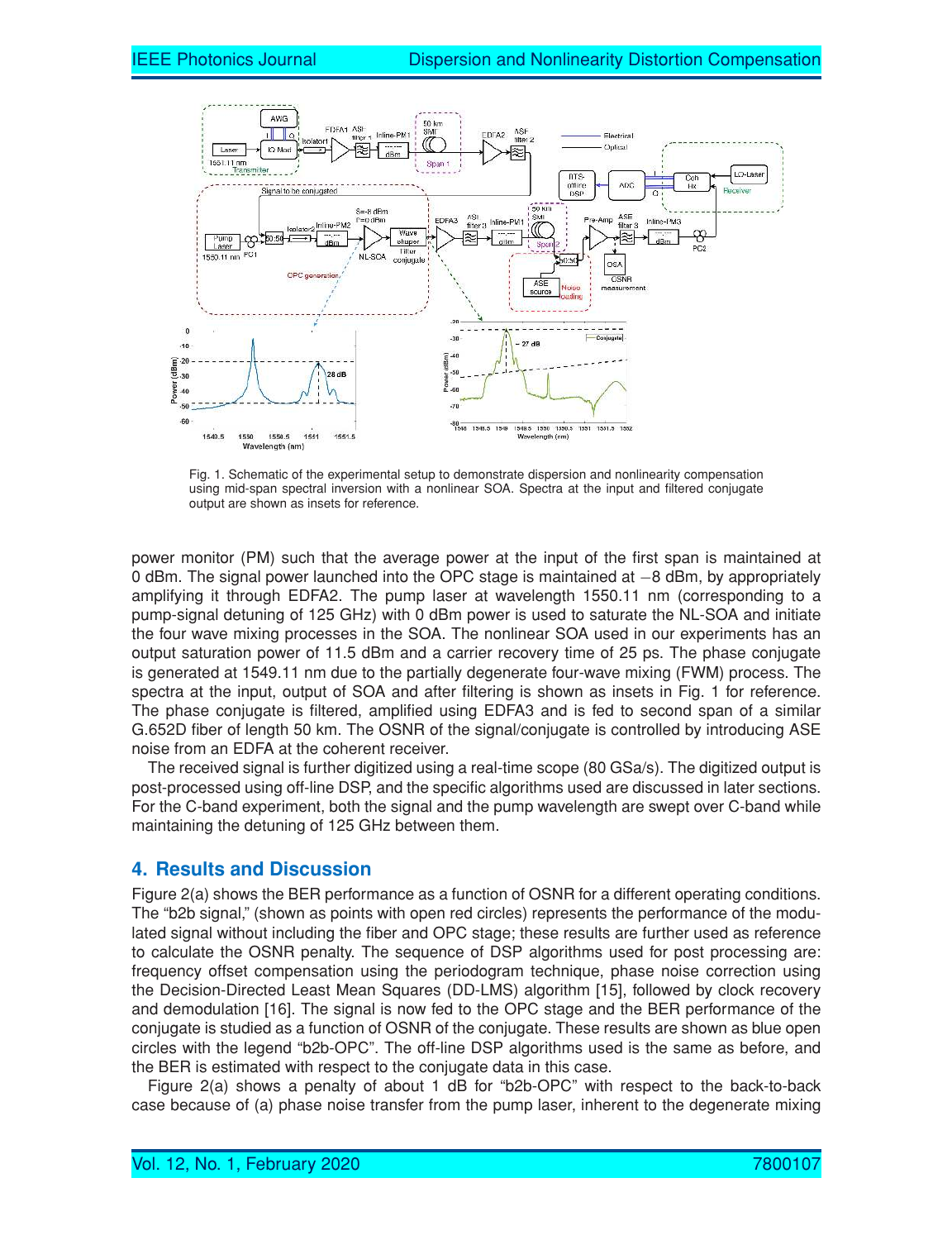Fig. 1. Schematic of the experimental setup to demonstrate dispersion and nonlinearity compensation using mid-span spectral inversion with a nonlinear SOA. Spectra at the input and filtered conjugate output are shown as insets for reference.

power monitor (PM) such that the average power at the input of the first span is maintained at 0 dBm. The signal power launched into the OPC stage is maintained at −8 dBm, by appropriately amplifying it through EDFA2. The pump laser at wavelength 1550.11 nm (corresponding to a pump-signal detuning of 125 GHz) with 0 dBm power is used to saturate the NL-SOA and initiate the four wave mixing processes in the SOA. The nonlinear SOA used in our experiments has an output saturation power of 11.5 dBm and a carrier recovery time of 25 ps. The phase conjugate is generated at 1549.11 nm due to the partially degenerate four-wave mixing (FWM) process. The spectra at the input, output of SOA and after filtering is shown as insets in Fig. 1 for reference. The phase conjugate is filtered, amplified using EDFA3 and is fed to second span of a similar G.652D fiber of length 50 km. The OSNR of the signal/conjugate is controlled by introducing ASE noise from an EDFA at the coherent receiver.

The received signal is further digitized using a real-time scope (80 GSa/s). The digitized output is post-processed using off-line DSP, and the specific algorithms used are discussed in later sections. For the C-band experiment, both the signal and the pump wavelength are swept over C-band while maintaining the detuning of 125 GHz between them.

## 4. Results and Discussion

Figure 2(a) shows the BER performance as a function of OSNR for a different operating conditions. The "b2b signal," (shown as points with open red circles) represents the performance of the modulated signal without including the fiber and OPC stage; these results are further used as reference to calculate the OSNR penalty. The sequence of DSP algorithms used for post processing are: frequency offset compensation using the periodogram technique, phase noise correction using the Decision-Directed Least Mean Squares (DD-LMS) algorithm [15], followed by clock recovery and demodulation [16]. The signal is now fed to the OPC stage and the BER performance of the conjugate is studied as a function of OSNR of the conjugate. These results are shown as blue open circles with the legend "b2b-OPC". The off-line DSP algorithms used is the same as before, and the BER is estimated with respect to the conjugate data in this case.

Figure 2(a) shows a penalty of about 1 dB for "b2b-OPC" with respect to the back-to-back case because of (a) phase noise transfer from the pump laser, inherent to the degenerate mixing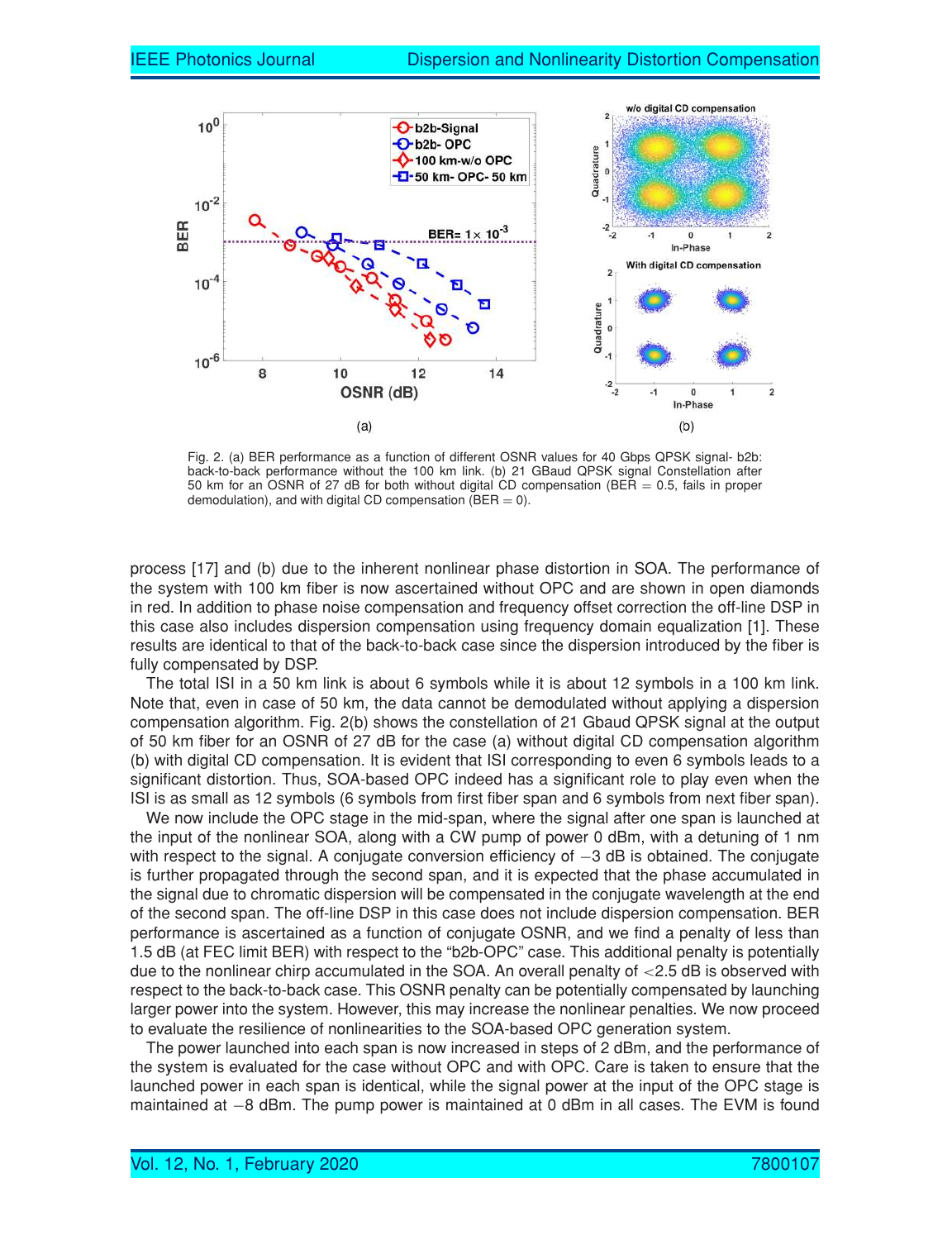Fig. 2. (a) BER performance as a function of different OSNR values for 40 Gbps QPSK signal- b2b: back-to-back performance without the 100 km link. (b) 21 GBaud QPSK signal Constellation after 50 km for an OSNR of 27 dB for both without digital CD compensation (BER = 0.5, fails in proper demodulation), and with digital CD compensation (BER = 0).

process [17] and (b) due to the inherent nonlinear phase distortion in SOA. The performance of the system with 100 km fiber is now ascertained without OPC and are shown in open diamonds in red. In addition to phase noise compensation and frequency offset correction the off-line DSP in this case also includes dispersion compensation using frequency domain equalization [1]. These results are identical to that of the back-to-back case since the dispersion introduced by the fiber is fully compensated by DSP.

The total ISI in a 50 km link is about 6 symbols while it is about 12 symbols in a 100 km link. Note that, even in case of 50 km, the data cannot be demodulated without applying a dispersion compensation algorithm. Fig. 2(b) shows the constellation of 21 Gbaud QPSK signal at the output of 50 km fiber for an OSNR of 27 dB for the case (a) without digital CD compensation algorithm (b) with digital CD compensation. It is evident that ISI corresponding to even 6 symbols leads to a significant distortion. Thus, SOA-based OPC indeed has a significant role to play even when the ISI is as small as 12 symbols (6 symbols from first fiber span and 6 symbols from next fiber span).

We now include the OPC stage in the mid-span, where the signal after one span is launched at the input of the nonlinear SOA, along with a CW pump of power 0 dBm, with a detuning of 1 nm with respect to the signal. A conjugate conversion efficiency of −3 dB is obtained. The conjugate is further propagated through the second span, and it is expected that the phase accumulated in the signal due to chromatic dispersion will be compensated in the conjugate wavelength at the end of the second span. The off-line DSP in this case does not include dispersion compensation. BER performance is ascertained as a function of conjugate OSNR, and we find a penalty of less than 1.5 dB (at FEC limit BER) with respect to the "b2b-OPC" case. This additional penalty is potentially due to the nonlinear chirp accumulated in the SOA. An overall penalty of <2.5 dB is observed with respect to the back-to-back case. This OSNR penalty can be potentially compensated by launching larger power into the system. However, this may increase the nonlinear penalties. We now proceed to evaluate the resilience of nonlinearities to the SOA-based OPC generation system.

The power launched into each span is now increased in steps of 2 dBm, and the performance of the system is evaluated for the case without OPC and with OPC. Care is taken to ensure that the launched power in each span is identical, while the signal power at the input of the OPC stage is maintained at −8 dBm. The pump power is maintained at 0 dBm in all cases. The EVM is found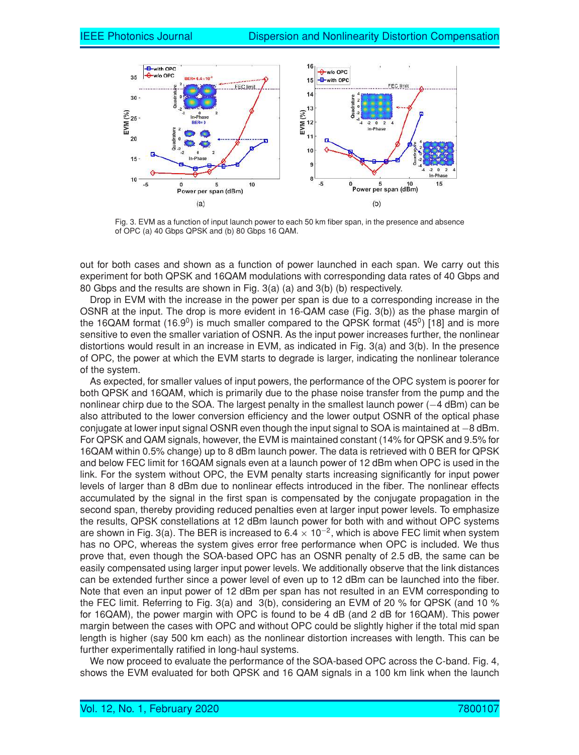Fig. 3. EVM as a function of input launch power to each 50 km fiber span, in the presence and absence of OPC (a) 40 Gbps QPSK and (b) 80 Gbps 16 QAM.

out for both cases and shown as a function of power launched in each span. We carry out this experiment for both QPSK and 16QAM modulations with corresponding data rates of 40 Gbps and 80 Gbps and the results are shown in Fig. 3(a) (a) and 3(b) (b) respectively.

Drop in EVM with the increase in the power per span is due to a corresponding increase in the OSNR at the input. The drop is more evident in 16-QAM case (Fig. 3(b)) as the phase margin of the 16QAM format ($16.9^0$) is much smaller compared to the QPSK format ($45^0$) [18] and is more sensitive to even the smaller variation of OSNR. As the input power increases further, the nonlinear distortions would result in an increase in EVM, as indicated in Fig. 3(a) and 3(b). In the presence of OPC, the power at which the EVM starts to degrade is larger, indicating the nonlinear tolerance of the system.

As expected, for smaller values of input powers, the performance of the OPC system is poorer for both QPSK and 16QAM, which is primarily due to the phase noise transfer from the pump and the nonlinear chirp due to the SOA. The largest penalty in the smallest launch power (−4 dBm) can be also attributed to the lower conversion efficiency and the lower output OSNR of the optical phase conjugate at lower input signal OSNR even though the input signal to SOA is maintained at −8 dBm. For QPSK and QAM signals, however, the EVM is maintained constant (14% for QPSK and 9.5% for 16QAM within 0.5% change) up to 8 dBm launch power. The data is retrieved with 0 BER for QPSK and below FEC limit for 16QAM signals even at a launch power of 12 dBm when OPC is used in the link. For the system without OPC, the EVM penalty starts increasing significantly for input power levels of larger than 8 dBm due to nonlinear effects introduced in the fiber. The nonlinear effects accumulated by the signal in the first span is compensated by the conjugate propagation in the second span, thereby providing reduced penalties even at larger input power levels. To emphasize the results, QPSK constellations at 12 dBm launch power for both with and without OPC systems are shown in Fig. 3(a). The BER is increased to $6.4 \times 10^{-2}$, which is above FEC limit when system has no OPC, whereas the system gives error free performance when OPC is included. We thus prove that, even though the SOA-based OPC has an OSNR penalty of 2.5 dB, the same can be easily compensated using larger input power levels. We additionally observe that the link distances can be extended further since a power level of even up to 12 dBm can be launched into the fiber. Note that even an input power of 12 dBm per span has not resulted in an EVM corresponding to the FEC limit. Referring to Fig. 3(a) and 3(b), considering an EVM of 20 % for QPSK (and 10 % for 16QAM), the power margin with OPC is found to be 4 dB (and 2 dB for 16QAM). This power margin between the cases with OPC and without OPC could be slightly higher if the total mid span length is higher (say 500 km each) as the nonlinear distortion increases with length. This can be further experimentally ratified in long-haul systems.

We now proceed to evaluate the performance of the SOA-based OPC across the C-band. Fig. 4, shows the EVM evaluated for both QPSK and 16 QAM signals in a 100 km link when the launch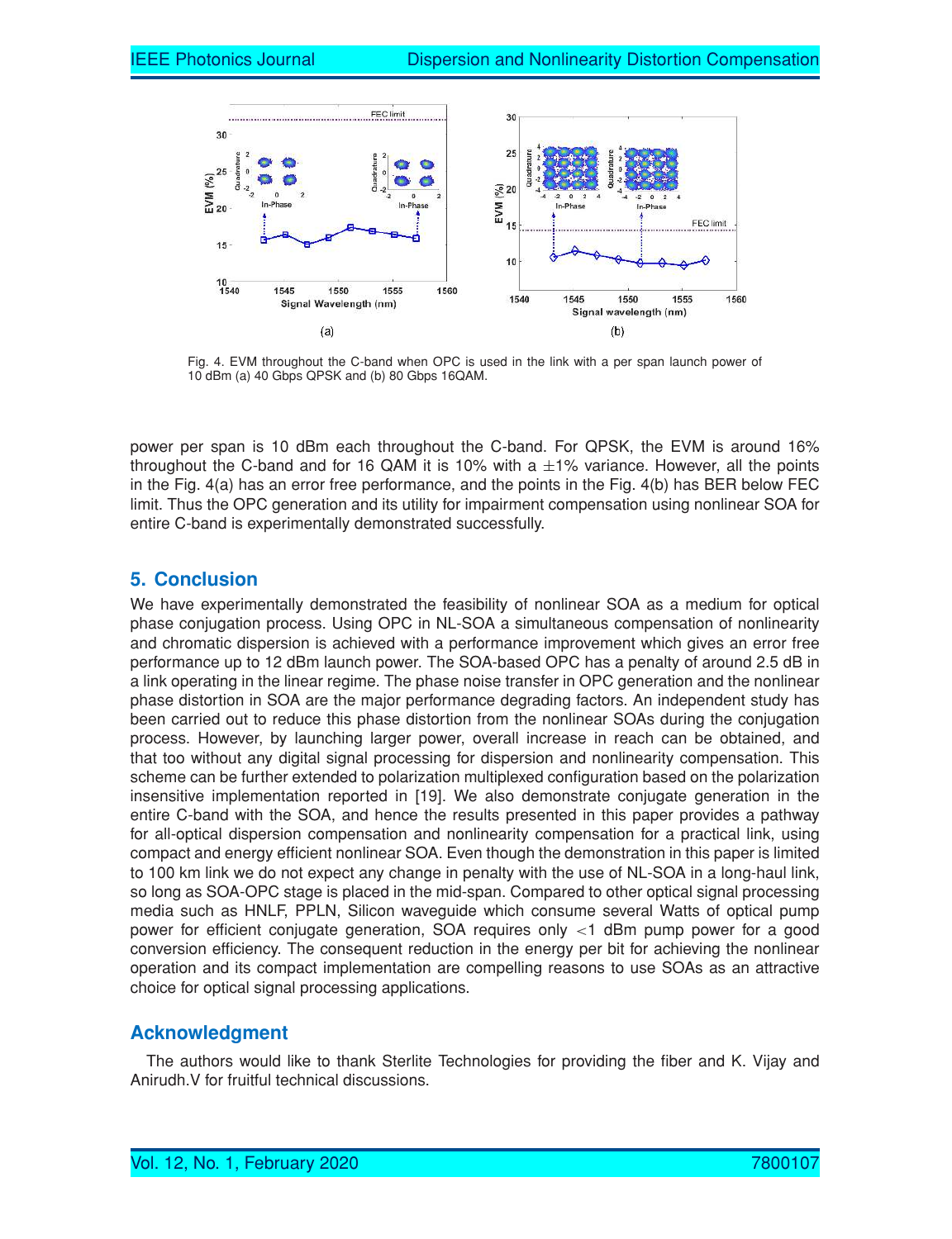Fig. 4. EVM throughout the C-band when OPC is used in the link with a per span launch power of 10 dBm (a) 40 Gbps QPSK and (b) 80 Gbps 16QAM.

power per span is 10 dBm each throughout the C-band. For QPSK, the EVM is around 16% throughout the C-band and for 16 QAM it is 10% with a $\pm 1\%$ variance. However, all the points in the Fig. 4(a) has an error free performance, and the points in the Fig. 4(b) has BER below FEC limit. Thus the OPC generation and its utility for impairment compensation using nonlinear SOA for entire C-band is experimentally demonstrated successfully.

## 5. Conclusion

We have experimentally demonstrated the feasibility of nonlinear SOA as a medium for optical phase conjugation process. Using OPC in NL-SOA a simultaneous compensation of nonlinearity and chromatic dispersion is achieved with a performance improvement which gives an error free performance up to 12 dBm launch power. The SOA-based OPC has a penalty of around 2.5 dB in a link operating in the linear regime. The phase noise transfer in OPC generation and the nonlinear phase distortion in SOA are the major performance degrading factors. An independent study has been carried out to reduce this phase distortion from the nonlinear SOAs during the conjugation process. However, by launching larger power, overall increase in reach can be obtained, and that too without any digital signal processing for dispersion and nonlinearity compensation. This scheme can be further extended to polarization multiplexed configuration based on the polarization insensitive implementation reported in [19]. We also demonstrate conjugate generation in the entire C-band with the SOA, and hence the results presented in this paper provides a pathway for all-optical dispersion compensation and nonlinearity compensation for a practical link, using compact and energy efficient nonlinear SOA. Even though the demonstration in this paper is limited to 100 km link we do not expect any change in penalty with the use of NL-SOA in a long-haul link, so long as SOA-OPC stage is placed in the mid-span. Compared to other optical signal processing media such as HNLF, PPLN, Silicon waveguide which consume several Watts of optical pump power for efficient conjugate generation, SOA requires only $<1$ dBm pump power for a good conversion efficiency. The consequent reduction in the energy per bit for achieving the nonlinear operation and its compact implementation are compelling reasons to use SOAs as an attractive choice for optical signal processing applications.

## Acknowledgment

The authors would like to thank Sterlite Technologies for providing the fiber and K. Vijay and Anirudh.V for fruitful technical discussions.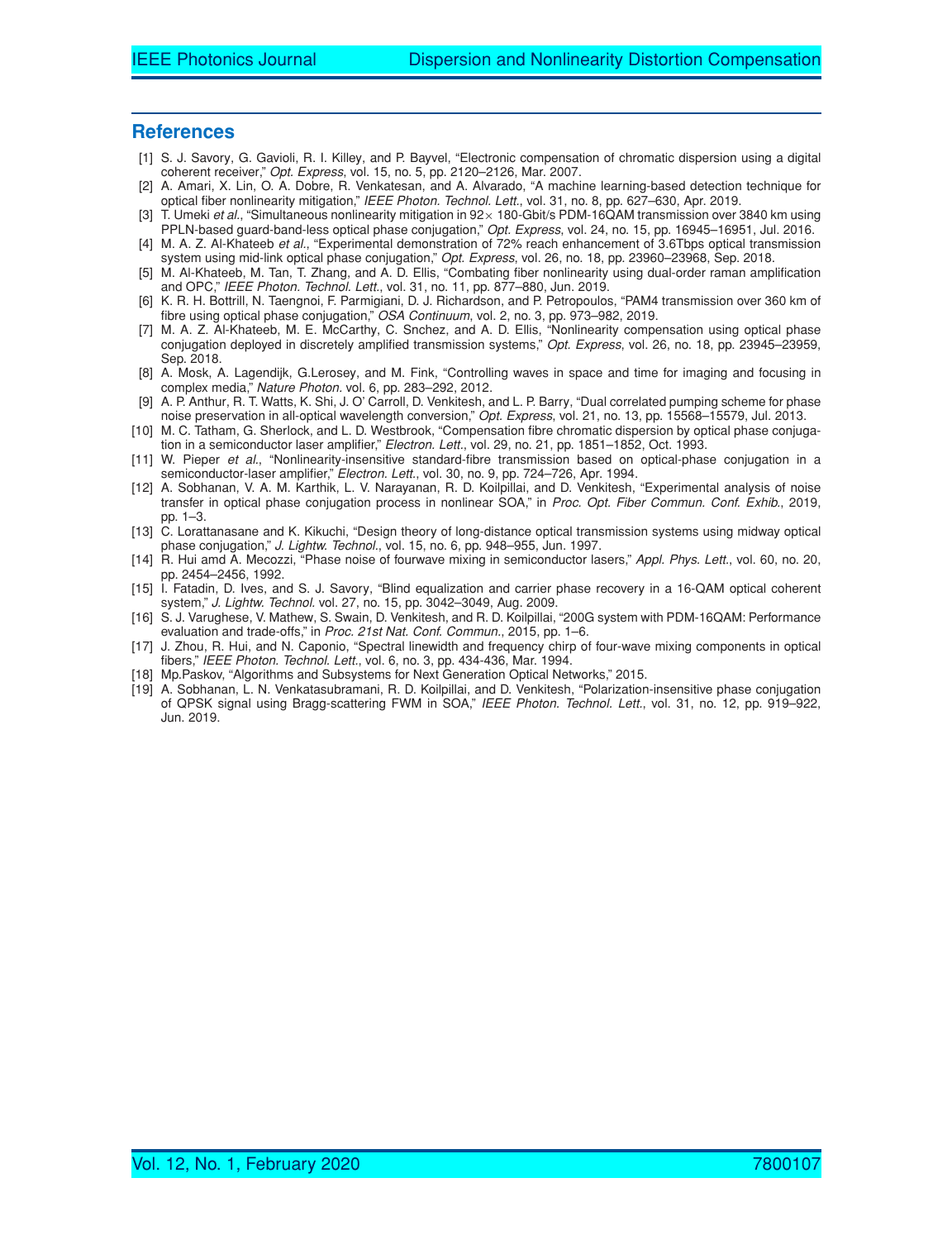## References

[1] S. J. Savory, G. Gavioli, R. I. Killey, and P. Bayvel, “Electronic compensation of chromatic dispersion using a digital coherent receiver,” *Opt. Express*, vol. 15, no. 5, pp. 2120–2126, Mar. 2007.

[2] A. Amari, X. Lin, O. A. Dobre, R. Venkatesan, and A. Alvarado, “A machine learning-based detection technique for optical fiber nonlinearity mitigation,” *IEEE Photon. Technol. Lett.*, vol. 31, no. 8, pp. 627–630, Apr. 2019.

[3] T. Umeki *et al.*, “Simultaneous nonlinearity mitigation in 92× 180-Gbit/s PDM-16QAM transmission over 3840 km using PPLN-based guard-band-less optical phase conjugation,” *Opt. Express*, vol. 24, no. 15, pp. 16945–16951, Jul. 2016.

[4] M. A. Z. Al-Khateeb *et al.*, “Experimental demonstration of 72% reach enhancement of 3.6Tbps optical transmission system using mid-link optical phase conjugation,” *Opt. Express*, vol. 26, no. 18, pp. 23960–23968, Sep. 2018.

[5] M. Al-Khateeb, M. Tan, T. Zhang, and A. D. Ellis, “Combating fiber nonlinearity using dual-order raman amplification and OPC,” *IEEE Photon. Technol. Lett.*, vol. 31, no. 11, pp. 877–880, Jun. 2019.

[6] K. R. H. Bottrill, N. Taengnoi, F. Parmigiani, D. J. Richardson, and P. Petropoulos, “PAM4 transmission over 360 km of fibre using optical phase conjugation,” *OSA Continuum*, vol. 2, no. 3, pp. 973–982, 2019.

[7] M. A. Z. Al-Khateeb, M. E. McCarthy, C. Snchez, and A. D. Ellis, “Nonlinearity compensation using optical phase conjugation deployed in discretely amplified transmission systems,” *Opt. Express*, vol. 26, no. 18, pp. 23945–23959, Sep. 2018.

[8] A. Mosk, A. Lagendijk, G.Lerosey, and M. Fink, “Controlling waves in space and time for imaging and focusing in complex media,” *Nature Photon.* vol. 6, pp. 283–292, 2012.

[9] A. P. Anthur, R. T. Watts, K. Shi, J. O' Carroll, D. Venkitesh, and L. P. Barry, “Dual correlated pumping scheme for phase noise preservation in all-optical wavelength conversion,” *Opt. Express*, vol. 21, no. 13, pp. 15568–15579, Jul. 2013.

[10] M. C. Tatham, G. Sherlock, and L. D. Westbrook, “Compensation fibre chromatic dispersion by optical phase conjugation in a semiconductor laser amplifier,” *Electron. Lett.*, vol. 29, no. 21, pp. 1851–1852, Oct. 1993.

[11] W. Pieper *et al.*, “Nonlinearity-insensitive standard-fibre transmission based on optical-phase conjugation in a semiconductor-laser amplifier,” *Electron. Lett.*, vol. 30, no. 9, pp. 724–726, Apr. 1994.

[12] A. Sobhanan, V. A. M. Karthik, L. V. Narayanan, R. D. Koilpillai, and D. Venkitesh, “Experimental analysis of noise transfer in optical phase conjugation process in nonlinear SOA,” in *Proc. Opt. Fiber Commun. Conf. Exhib.*, 2019, pp. 1–3.

[13] C. Lorattanasane and K. Kikuchi, “Design theory of long-distance optical transmission systems using midway optical phase conjugation,” *J. Lightw. Technol.*, vol. 15, no. 6, pp. 948–955, Jun. 1997.

[14] R. Hui amd A. Mecozzi, “Phase noise of fourwave mixing in semiconductor lasers,” *Appl. Phys. Lett.*, vol. 60, no. 20, pp. 2454–2456, 1992.

[15] I. Fatadin, D. Ives, and S. J. Savory, “Blind equalization and carrier phase recovery in a 16-QAM optical coherent system,” *J. Lightw. Technol.* vol. 27, no. 15, pp. 3042–3049, Aug. 2009.

[16] S. J. Varughese, V. Mathew, S. Swain, D. Venkitesh, and R. D. Koilpillai, “200G system with PDM-16QAM: Performance evaluation and trade-offs,” in *Proc. 21st Nat. Conf. Commun.*, 2015, pp. 1–6.

[17] J. Zhou, R. Hui, and N. Caponio, “Spectral linewidth and frequency chirp of four-wave mixing components in optical fibers,” *IEEE Photon. Technol. Lett.*, vol. 6, no. 3, pp. 434-436, Mar. 1994.

[18] Mp.Paskov, “Algorithms and Subsystems for Next Generation Optical Networks,” 2015.

[19] A. Sobhanan, L. N. Venkatasubramani, R. D. Koilpillai, and D. Venkitesh, “Polarization-insensitive phase conjugation of QPSK signal using Bragg-scattering FWM in SOA,” *IEEE Photon. Technol. Lett.*, vol. 31, no. 12, pp. 919–922, Jun. 2019.